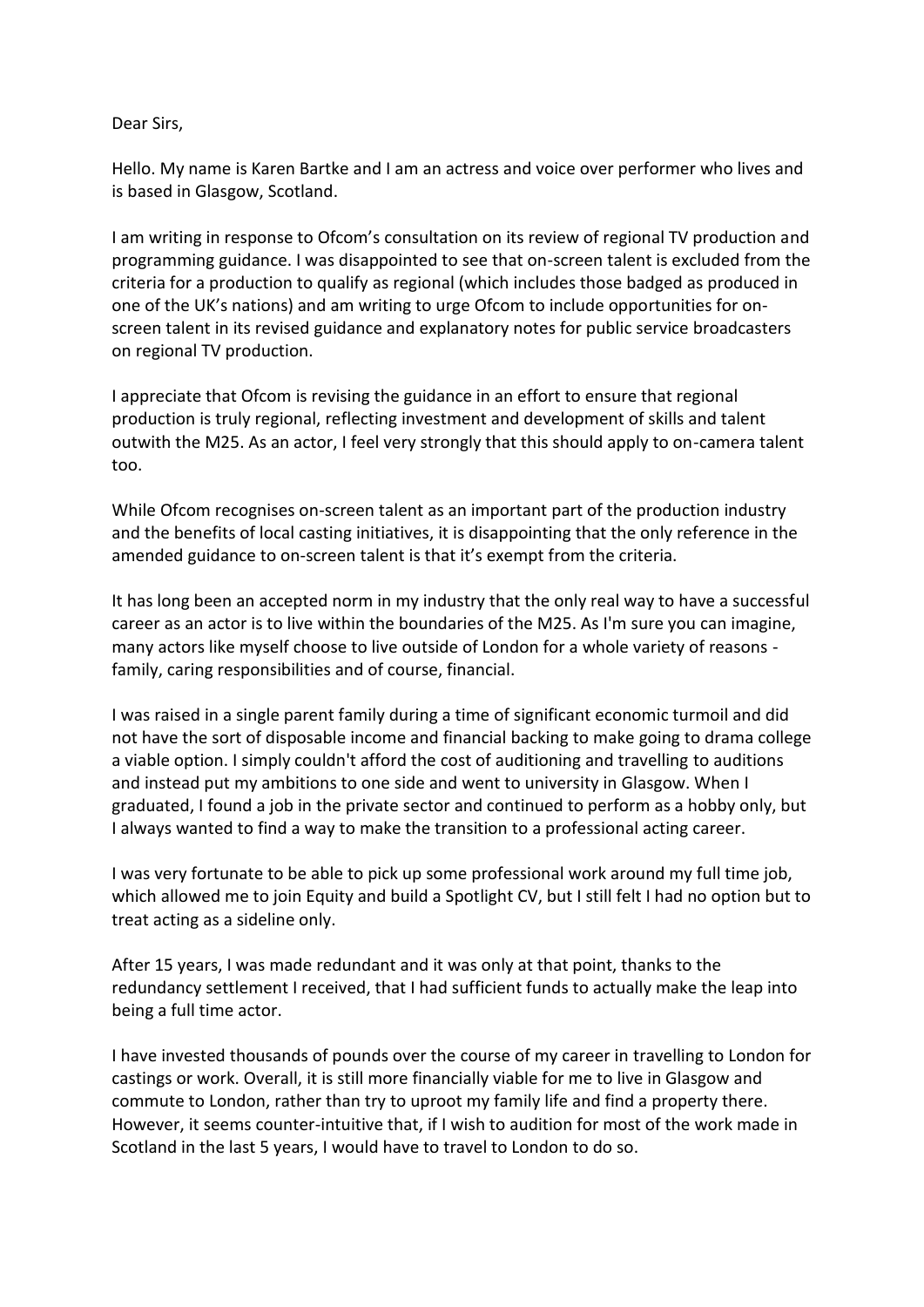Dear Sirs,

Hello. My name is Karen Bartke and I am an actress and voice over performer who lives and is based in Glasgow, Scotland.

I am writing in response to Ofcom's consultation on its review of regional TV production and programming guidance. I was disappointed to see that on-screen talent is excluded from the criteria for a production to qualify as regional (which includes those badged as produced in one of the UK's nations) and am writing to urge Ofcom to include opportunities for on-screen talent in its revised guidance and explanatory notes for public service broadcasters on regional TV production.

I appreciate that Ofcom is revising the guidance in an effort to ensure that regional production is truly regional, reflecting investment and development of skills and talent outwith the M25. As an actor, I feel very strongly that this should apply to on-camera talent too.

While Ofcom recognises on-screen talent as an important part of the production industry and the benefits of local casting initiatives, it is disappointing that the only reference in the amended guidance to on-screen talent is that it's exempt from the criteria.

It has long been an accepted norm in my industry that the only real way to have a successful career as an actor is to live within the boundaries of the M25. As I'm sure you can imagine, many actors like myself choose to live outside of London for a whole variety of reasons - family, caring responsibilities and of course, financial.

I was raised in a single parent family during a time of significant economic turmoil and did not have the sort of disposable income and financial backing to make going to drama college a viable option. I simply couldn't afford the cost of auditioning and travelling to auditions and instead put my ambitions to one side and went to university in Glasgow. When I graduated, I found a job in the private sector and continued to perform as a hobby only, but I always wanted to find a way to make the transition to a professional acting career.

I was very fortunate to be able to pick up some professional work around my full time job, which allowed me to join Equity and build a Spotlight CV, but I still felt I had no option but to treat acting as a sideline only.

After 15 years, I was made redundant and it was only at that point, thanks to the redundancy settlement I received, that I had sufficient funds to actually make the leap into being a full time actor.

I have invested thousands of pounds over the course of my career in travelling to London for castings or work. Overall, it is still more financially viable for me to live in Glasgow and commute to London, rather than try to uproot my family life and find a property there. However, it seems counter-intuitive that, if I wish to audition for most of the work made in Scotland in the last 5 years, I would have to travel to London to do so.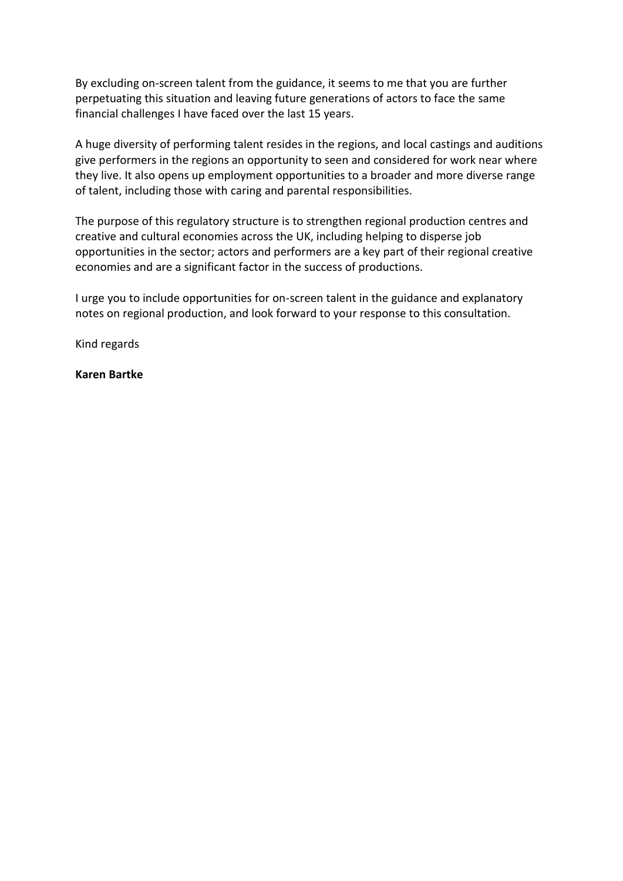By excluding on-screen talent from the guidance, it seems to me that you are further perpetuating this situation and leaving future generations of actors to face the same financial challenges I have faced over the last 15 years.

A huge diversity of performing talent resides in the regions, and local castings and auditions give performers in the regions an opportunity to seen and considered for work near where they live. It also opens up employment opportunities to a broader and more diverse range of talent, including those with caring and parental responsibilities.

The purpose of this regulatory structure is to strengthen regional production centres and creative and cultural economies across the UK, including helping to disperse job opportunities in the sector; actors and performers are a key part of their regional creative economies and are a significant factor in the success of productions.

I urge you to include opportunities for on-screen talent in the guidance and explanatory notes on regional production, and look forward to your response to this consultation.

Kind regards

**Karen Bartke**